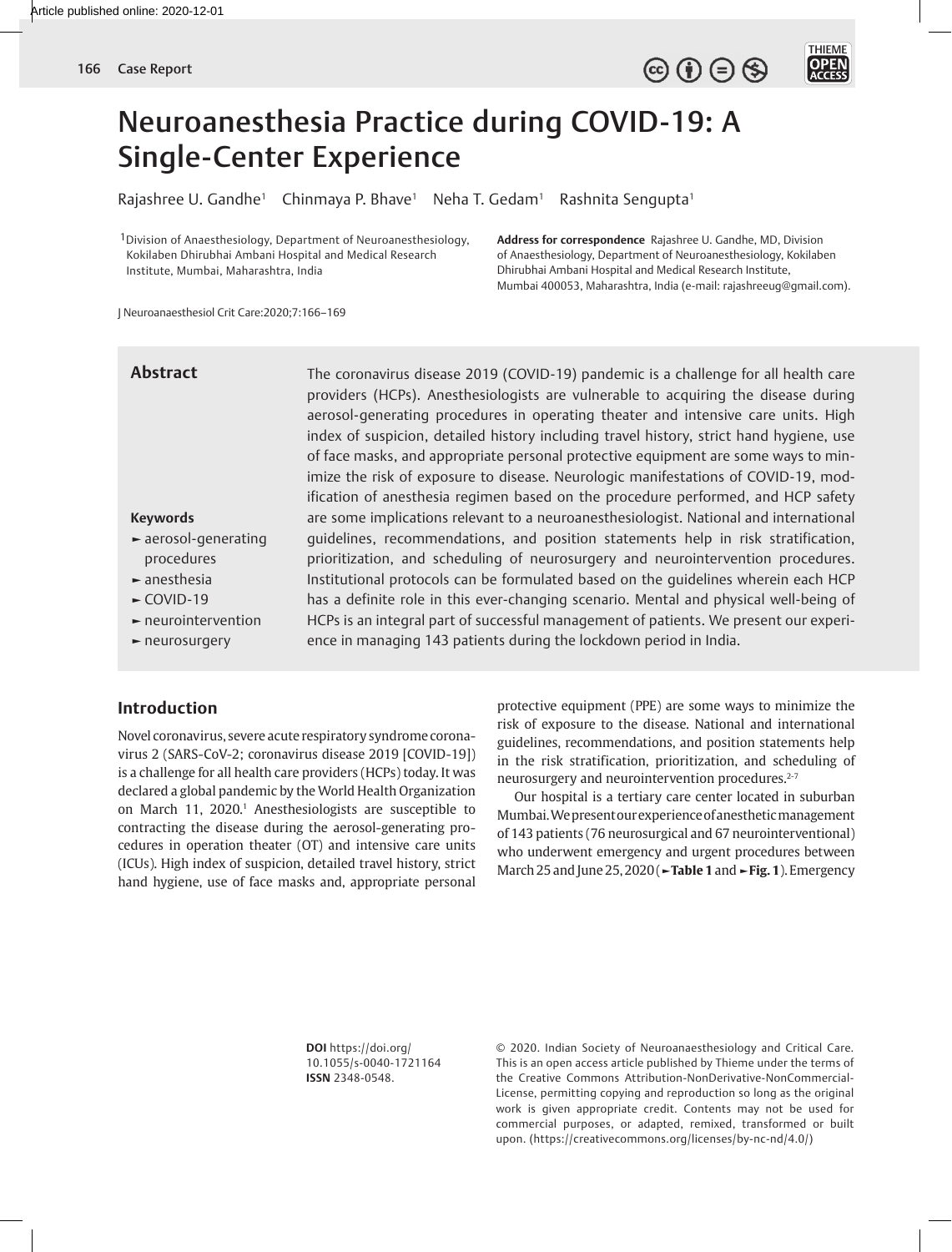# Neuroanesthesia Practice during COVID-19: A Single-Center Experience

Rajashree U. Gandhe[1] Chinmaya P. Bhave[1] Neha T. Gedam[1] Rashnita Sengupta[1]

[1]Division of Anaesthesiology, Department of Neuroanesthesiology, Kokilaben Dhirubhai Ambani Hospital and Medical Research Institute, Mumbai, Maharashtra, India

**Address for correspondence** Rajashree U. Gandhe, MD, Division of Anaesthesiology, Department of Neuroanesthesiology, Kokilaben Dhirubhai Ambani Hospital and Medical Research Institute, Mumbai 400053, Maharashtra, India (e-mail: rajashreeug@gmail.com).

J Neuroanaesthesiol Crit Care:2020;7:166–169

## Abstract

The coronavirus disease 2019 (COVID-19) pandemic is a challenge for all health care providers (HCPs). Anesthesiologists are vulnerable to acquiring the disease during aerosol-generating procedures in operating theater and intensive care units. High index of suspicion, detailed history including travel history, strict hand hygiene, use of face masks, and appropriate personal protective equipment are some ways to minimize the risk of exposure to disease. Neurologic manifestations of COVID-19, modification of anesthesia regimen based on the procedure performed, and HCP safety are some implications relevant to a neuroanesthesiologist. National and international guidelines, recommendations, and position statements help in risk stratification, prioritization, and scheduling of neurosurgery and neurointervention procedures. Institutional protocols can be formulated based on the guidelines wherein each HCP has a definite role in this ever-changing scenario. Mental and physical well-being of HCPs is an integral part of successful management of patients. We present our experience in managing 143 patients during the lockdown period in India.

**Keywords**

- aerosol-generating procedures
- anesthesia
- COVID-19
- neurointervention
- neurosurgery

## Introduction

Novel coronavirus, severe acute respiratory syndrome coronavirus 2 (SARS-CoV-2; coronavirus disease 2019 [COVID-19]) is a challenge for all health care providers (HCPs) today. It was declared a global pandemic by the World Health Organization on March 11, 2020.[1] Anesthesiologists are susceptible to contracting the disease during the aerosol-generating procedures in operation theater (OT) and intensive care units (ICUs). High index of suspicion, detailed travel history, strict hand hygiene, use of face masks and, appropriate personal protective equipment (PPE) are some ways to minimize the risk of exposure to the disease. National and international guidelines, recommendations, and position statements help in the risk stratification, prioritization, and scheduling of neurosurgery and neurointervention procedures.[2-7]

Our hospital is a tertiary care center located in suburban Mumbai. We present our experience of anesthetic management of 143 patients (76 neurosurgical and 67 neurointerventional) who underwent emergency and urgent procedures between March 25 and June 25, 2020 (►**Table 1** and ►**Fig. 1**). Emergency

**DOI** https://doi.org/10.1055/s-0040-1721164
**ISSN** 2348-0548.

© 2020. Indian Society of Neuroanaesthesiology and Critical Care. This is an open access article published by Thieme under the terms of the Creative Commons Attribution-NonDerivative-NonCommercial-License, permitting copying and reproduction so long as the original work is given appropriate credit. Contents may not be used for commercial purposes, or adapted, remixed, transformed or built upon. (https://creativecommons.org/licenses/by-nc-nd/4.0/)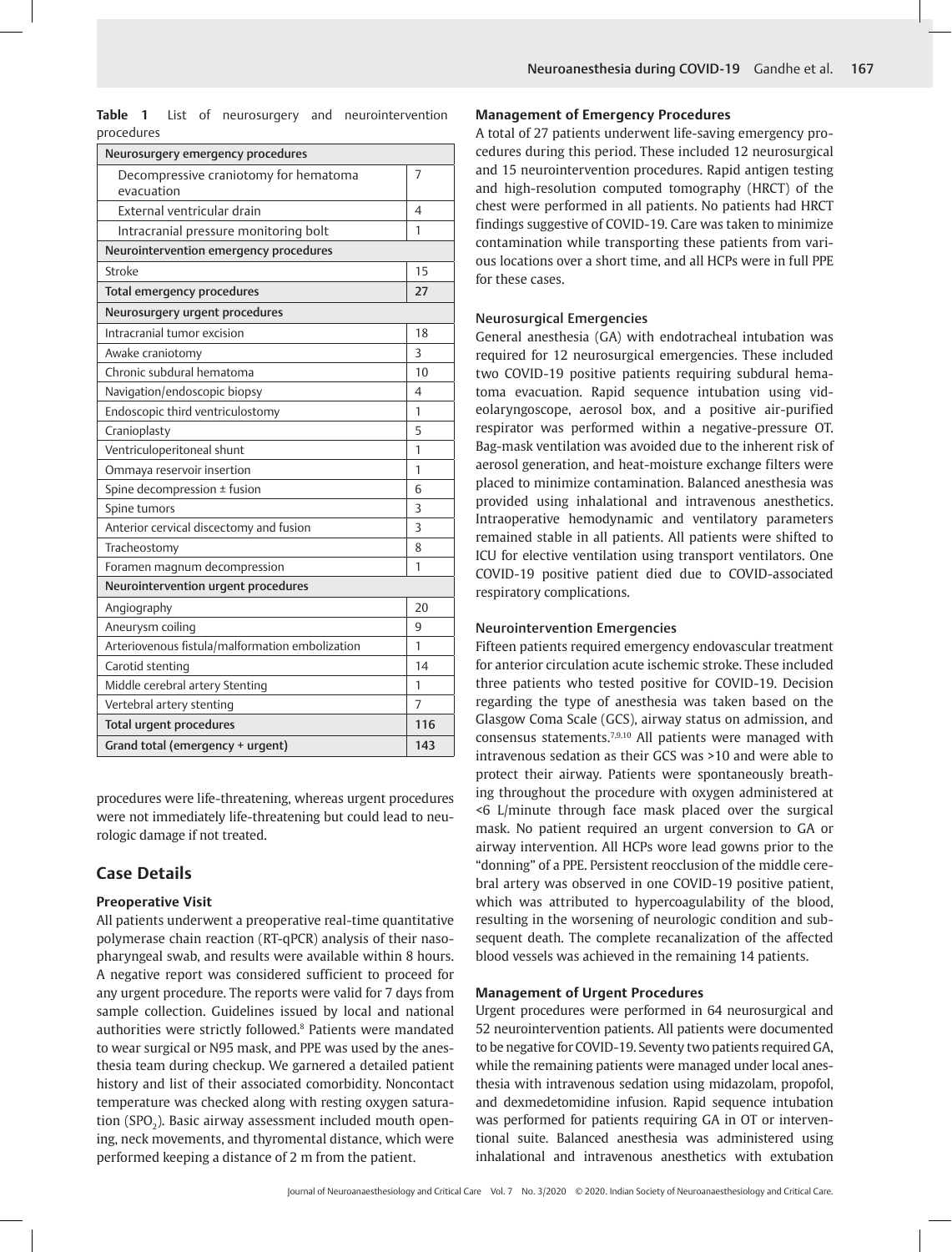**Table 1** List of neurosurgery and neurointervention procedures

| Neurosurgery emergency procedures | |
|---|---|
| Decompressive craniotomy for hematoma evacuation | 7 |
| External ventricular drain | 4 |
| Intracranial pressure monitoring bolt | 1 |
| **Neurointervention emergency procedures** | |
| Stroke | 15 |
| **Total emergency procedures** | **27** |
| **Neurosurgery urgent procedures** | |
| Intracranial tumor excision | 18 |
| Awake craniotomy | 3 |
| Chronic subdural hematoma | 10 |
| Navigation/endoscopic biopsy | 4 |
| Endoscopic third ventriculostomy | 1 |
| Cranioplasty | 5 |
| Ventriculoperitoneal shunt | 1 |
| Ommaya reservoir insertion | 1 |
| Spine decompression ± fusion | 6 |
| Spine tumors | 3 |
| Anterior cervical discectomy and fusion | 3 |
| Tracheostomy | 8 |
| Foramen magnum decompression | 1 |
| **Neurointervention urgent procedures** | |
| Angiography | 20 |
| Aneurysm coiling | 9 |
| Arteriovenous fistula/malformation embolization | 1 |
| Carotid stenting | 14 |
| Middle cerebral artery Stenting | 1 |
| Vertebral artery stenting | 7 |
| **Total urgent procedures** | **116** |
| **Grand total (emergency + urgent)** | **143** |

procedures were life-threatening, whereas urgent procedures were not immediately life-threatening but could lead to neurologic damage if not treated.

## Case Details

### Preoperative Visit

All patients underwent a preoperative real-time quantitative polymerase chain reaction (RT-qPCR) analysis of their nasopharyngeal swab, and results were available within 8 hours. A negative report was considered sufficient to proceed for any urgent procedure. The reports were valid for 7 days from sample collection. Guidelines issued by local and national authorities were strictly followed.[8] Patients were mandated to wear surgical or N95 mask, and PPE was used by the anesthesia team during checkup. We garnered a detailed patient history and list of their associated comorbidity. Noncontact temperature was checked along with resting oxygen saturation ($SPO_2$). Basic airway assessment included mouth opening, neck movements, and thyromental distance, which were performed keeping a distance of 2 m from the patient.

### Management of Emergency Procedures

A total of 27 patients underwent life-saving emergency procedures during this period. These included 12 neurosurgical and 15 neurointervention procedures. Rapid antigen testing and high-resolution computed tomography (HRCT) of the chest were performed in all patients. No patients had HRCT findings suggestive of COVID-19. Care was taken to minimize contamination while transporting these patients from various locations over a short time, and all HCPs were in full PPE for these cases.

#### Neurosurgical Emergencies

General anesthesia (GA) with endotracheal intubation was required for 12 neurosurgical emergencies. These included two COVID-19 positive patients requiring subdural hematoma evacuation. Rapid sequence intubation using videolaryngoscope, aerosol box, and a positive air-purified respirator was performed within a negative-pressure OT. Bag-mask ventilation was avoided due to the inherent risk of aerosol generation, and heat-moisture exchange filters were placed to minimize contamination. Balanced anesthesia was provided using inhalational and intravenous anesthetics. Intraoperative hemodynamic and ventilatory parameters remained stable in all patients. All patients were shifted to ICU for elective ventilation using transport ventilators. One COVID-19 positive patient died due to COVID-associated respiratory complications.

#### Neurointervention Emergencies

Fifteen patients required emergency endovascular treatment for anterior circulation acute ischemic stroke. These included three patients who tested positive for COVID-19. Decision regarding the type of anesthesia was taken based on the Glasgow Coma Scale (GCS), airway status on admission, and consensus statements.[7,9,10] All patients were managed with intravenous sedation as their GCS was >10 and were able to protect their airway. Patients were spontaneously breathing throughout the procedure with oxygen administered at <6 L/minute through face mask placed over the surgical mask. No patient required an urgent conversion to GA or airway intervention. All HCPs wore lead gowns prior to the "donning" of a PPE. Persistent reocclusion of the middle cerebral artery was observed in one COVID-19 positive patient, which was attributed to hypercoagulability of the blood, resulting in the worsening of neurologic condition and subsequent death. The complete recanalization of the affected blood vessels was achieved in the remaining 14 patients.

### Management of Urgent Procedures

Urgent procedures were performed in 64 neurosurgical and 52 neurointervention patients. All patients were documented to be negative for COVID-19. Seventy two patients required GA, while the remaining patients were managed under local anesthesia with intravenous sedation using midazolam, propofol, and dexmedetomidine infusion. Rapid sequence intubation was performed for patients requiring GA in OT or interventional suite. Balanced anesthesia was administered using inhalational and intravenous anesthetics with extubation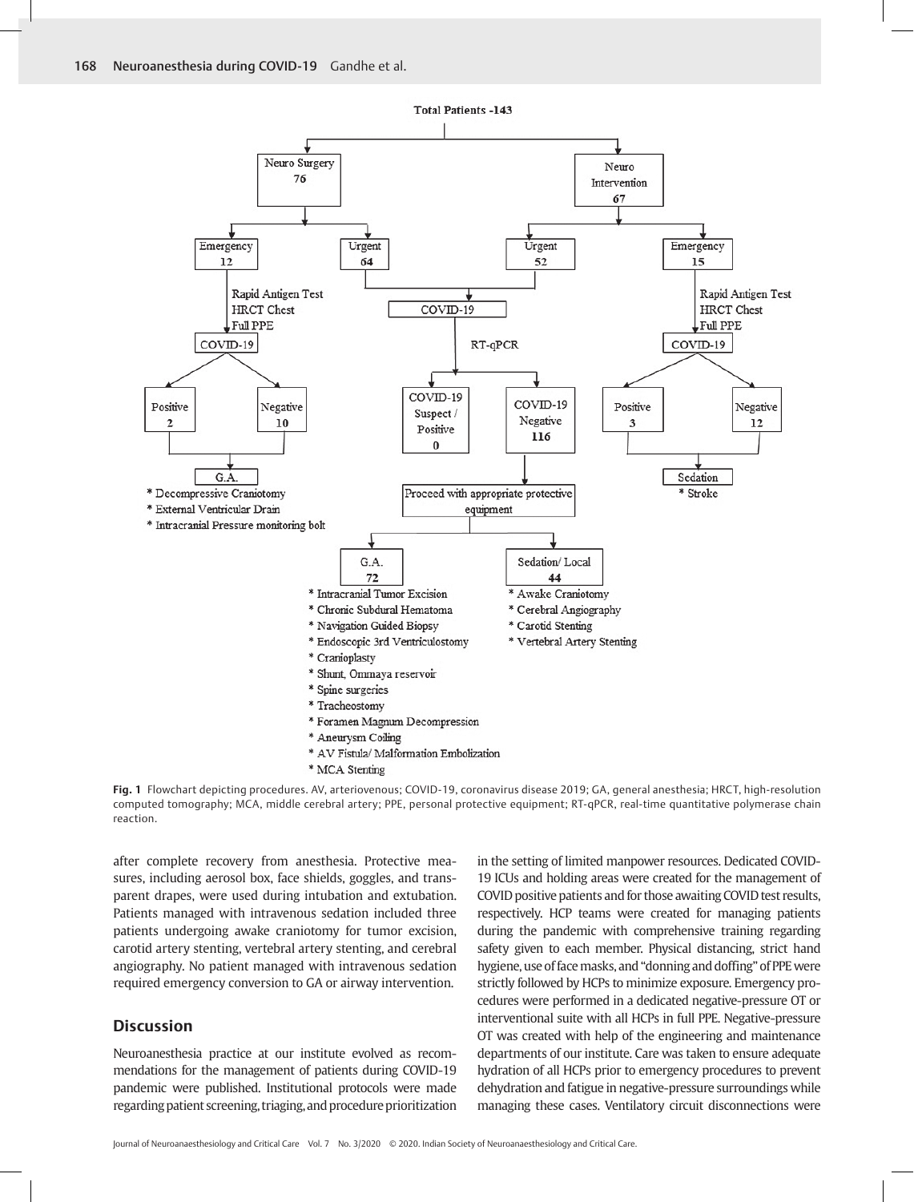Total Patients -143

- Neuro Surgery 76
  - Emergency 12
    - Rapid Antigen Test, HRCT Chest, Full PPE
    - COVID-19
      - Positive 2
      - Negative 10
    - G.A.
      - \* Decompressive Craniotomy
      - \* External Ventricular Drain
      - \* Intracranial Pressure monitoring bolt
  - Urgent 64
- Neuro Intervention 67
  - Urgent 52
  - Emergency 15
    - Rapid Antigen Test, HRCT Chest, Full PPE
    - COVID-19
      - Positive 3
      - Negative 12
    - Sedation
      - \* Stroke

Urgent (64 + 52) → COVID-19 → RT-qPCR

- COVID-19 Suspect / Positive 0
- COVID-19 Negative 116
  - Proceed with appropriate protective equipment
    - G.A. 72
      - \* Intracranial Tumor Excision
      - \* Chronic Subdural Hematoma
      - \* Navigation Guided Biopsy
      - \* Endoscopic 3rd Ventriculostomy
      - \* Cranioplasty
      - \* Shunt, Ommaya reservoir
      - \* Spine surgeries
      - \* Tracheostomy
      - \* Foramen Magnum Decompression
      - \* Aneurysm Coiling
      - \* AV Fistula/ Malformation Embolization
      - \* MCA Stenting
    - Sedation/ Local 44
      - \* Awake Craniotomy
      - \* Cerebral Angiography
      - \* Carotid Stenting
      - \* Vertebral Artery Stenting

**Fig. 1** Flowchart depicting procedures. AV, arteriovenous; COVID-19, coronavirus disease 2019; GA, general anesthesia; HRCT, high-resolution computed tomography; MCA, middle cerebral artery; PPE, personal protective equipment; RT-qPCR, real-time quantitative polymerase chain reaction.

after complete recovery from anesthesia. Protective measures, including aerosol box, face shields, goggles, and transparent drapes, were used during intubation and extubation. Patients managed with intravenous sedation included three patients undergoing awake craniotomy for tumor excision, carotid artery stenting, vertebral artery stenting, and cerebral angiography. No patient managed with intravenous sedation required emergency conversion to GA or airway intervention.

## Discussion

Neuroanesthesia practice at our institute evolved as recommendations for the management of patients during COVID-19 pandemic were published. Institutional protocols were made regarding patient screening, triaging, and procedure prioritization in the setting of limited manpower resources. Dedicated COVID-19 ICUs and holding areas were created for the management of COVID positive patients and for those awaiting COVID test results, respectively. HCP teams were created for managing patients during the pandemic with comprehensive training regarding safety given to each member. Physical distancing, strict hand hygiene, use of face masks, and "donning and doffing" of PPE were strictly followed by HCPs to minimize exposure. Emergency procedures were performed in a dedicated negative-pressure OT or interventional suite with all HCPs in full PPE. Negative-pressure OT was created with help of the engineering and maintenance departments of our institute. Care was taken to ensure adequate hydration of all HCPs prior to emergency procedures to prevent dehydration and fatigue in negative-pressure surroundings while managing these cases. Ventilatory circuit disconnections were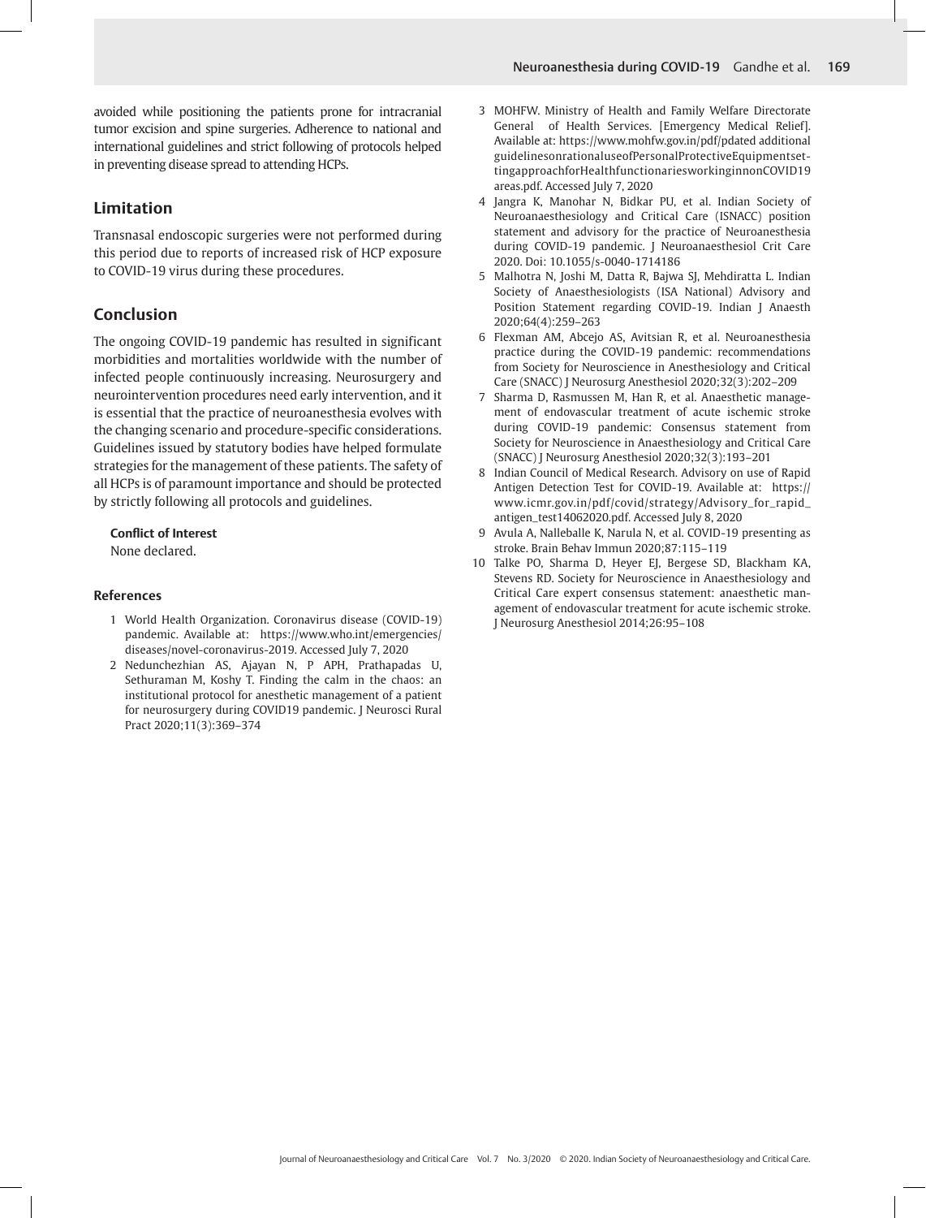avoided while positioning the patients prone for intracranial tumor excision and spine surgeries. Adherence to national and international guidelines and strict following of protocols helped in preventing disease spread to attending HCPs.

## Limitation

Transnasal endoscopic surgeries were not performed during this period due to reports of increased risk of HCP exposure to COVID-19 virus during these procedures.

## Conclusion

The ongoing COVID-19 pandemic has resulted in significant morbidities and mortalities worldwide with the number of infected people continuously increasing. Neurosurgery and neurointervention procedures need early intervention, and it is essential that the practice of neuroanesthesia evolves with the changing scenario and procedure-specific considerations. Guidelines issued by statutory bodies have helped formulate strategies for the management of these patients. The safety of all HCPs is of paramount importance and should be protected by strictly following all protocols and guidelines.

**Conflict of Interest**

None declared.

### References

1. World Health Organization. Coronavirus disease (COVID-19) pandemic. Available at: https://www.who.int/emergencies/diseases/novel-coronavirus-2019. Accessed July 7, 2020
2. Nedunchezhian AS, Ajayan N, P APH, Prathapadas U, Sethuraman M, Koshy T. Finding the calm in the chaos: an institutional protocol for anesthetic management of a patient for neurosurgery during COVID19 pandemic. J Neurosci Rural Pract 2020;11(3):369–374
3. MOHFW. Ministry of Health and Family Welfare Directorate General of Health Services. [Emergency Medical Relief]. Available at: https://www.mohfw.gov.in/pdf/pdated additional guidelinesonrationaluseofPersonalProtectiveEquipmentsettingapproachforHealthfunctionariesworkinginnonCOVID19 areas.pdf. Accessed July 7, 2020
4. Jangra K, Manohar N, Bidkar PU, et al. Indian Society of Neuroanaesthesiology and Critical Care (ISNACC) position statement and advisory for the practice of Neuroanesthesia during COVID-19 pandemic. J Neuroanaesthesiol Crit Care 2020. Doi: 10.1055/s-0040-1714186
5. Malhotra N, Joshi M, Datta R, Bajwa SJ, Mehdiratta L. Indian Society of Anaesthesiologists (ISA National) Advisory and Position Statement regarding COVID-19. Indian J Anaesth 2020;64(4):259–263
6. Flexman AM, Abcejo AS, Avitsian R, et al. Neuroanesthesia practice during the COVID-19 pandemic: recommendations from Society for Neuroscience in Anesthesiology and Critical Care (SNACC) J Neurosurg Anesthesiol 2020;32(3):202–209
7. Sharma D, Rasmussen M, Han R, et al. Anaesthetic management of endovascular treatment of acute ischemic stroke during COVID-19 pandemic: Consensus statement from Society for Neuroscience in Anaesthesiology and Critical Care (SNACC) J Neurosurg Anesthesiol 2020;32(3):193–201
8. Indian Council of Medical Research. Advisory on use of Rapid Antigen Detection Test for COVID-19. Available at: https://www.icmr.gov.in/pdf/covid/strategy/Advisory_for_rapid_antigen_test14062020.pdf. Accessed July 8, 2020
9. Avula A, Nalleballe K, Narula N, et al. COVID-19 presenting as stroke. Brain Behav Immun 2020;87:115–119
10. Talke PO, Sharma D, Heyer EJ, Bergese SD, Blackham KA, Stevens RD. Society for Neuroscience in Anaesthesiology and Critical Care expert consensus statement: anaesthetic management of endovascular treatment for acute ischemic stroke. J Neurosurg Anesthesiol 2014;26:95–108